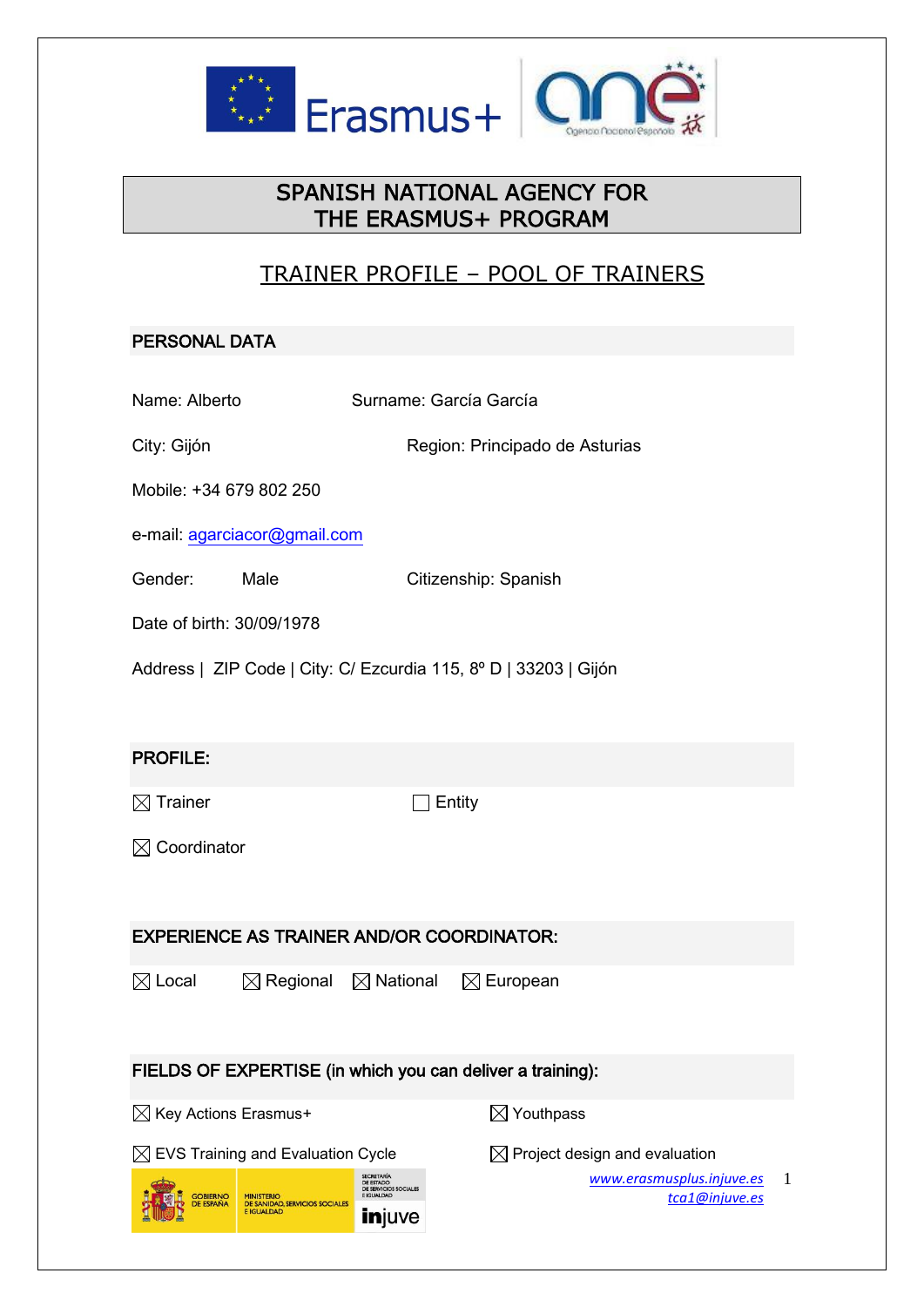# SPANISH NATIONAL AGENCY FOR THE ERASMUS+ PROGRAM

## TRAINER PROFILE – POOL OF TRAINERS

### PERSONAL DATA

Name: Alberto　　　　Surname: García García

City: Gijón　　　　Region: Principado de Asturias

Mobile: +34 679 802 250

e-mail: agarciacor@gmail.com

Gender: Male　　　　Citizenship: Spanish

Date of birth: 30/09/1978

Address | ZIP Code | City: C/ Ezcurdia 115, 8º D | 33203 | Gijón

### PROFILE:

☒ Trainer　　　　☐ Entity

☒ Coordinator

### EXPERIENCE AS TRAINER AND/OR COORDINATOR:

☒ Local　☒ Regional　☒ National　☒ European

### FIELDS OF EXPERTISE (in which you can deliver a training):

☒ Key Actions Erasmus+　　　　☒ Youthpass

☒ EVS Training and Evaluation Cycle　　　　☒ Project design and evaluation

www.erasmusplus.injuve.es
tca1@injuve.es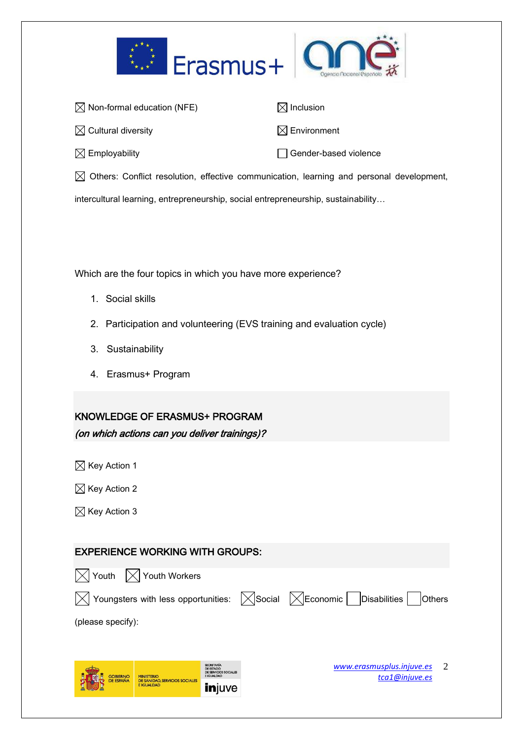☒ Non-formal education (NFE)

☒ Inclusion

☒ Cultural diversity

☒ Environment

☒ Employability

☐ Gender-based violence

☒ Others: Conflict resolution, effective communication, learning and personal development, intercultural learning, entrepreneurship, social entrepreneurship, sustainability…

Which are the four topics in which you have more experience?

1. Social skills
2. Participation and volunteering (EVS training and evaluation cycle)
3. Sustainability
4. Erasmus+ Program

## KNOWLEDGE OF ERASMUS+ PROGRAM

*(on which actions can you deliver trainings)?*

☒ Key Action 1

☒ Key Action 2

☒ Key Action 3

## EXPERIENCE WORKING WITH GROUPS:

☒ Youth ☒ Youth Workers

☒ Youngsters with less opportunities: ☒Social ☒Economic ☐Disabilities ☐Others (please specify):

[www.erasmusplus.injuve.es](http://www.erasmusplus.injuve.es)
[tca1@injuve.es](mailto:tca1@injuve.es)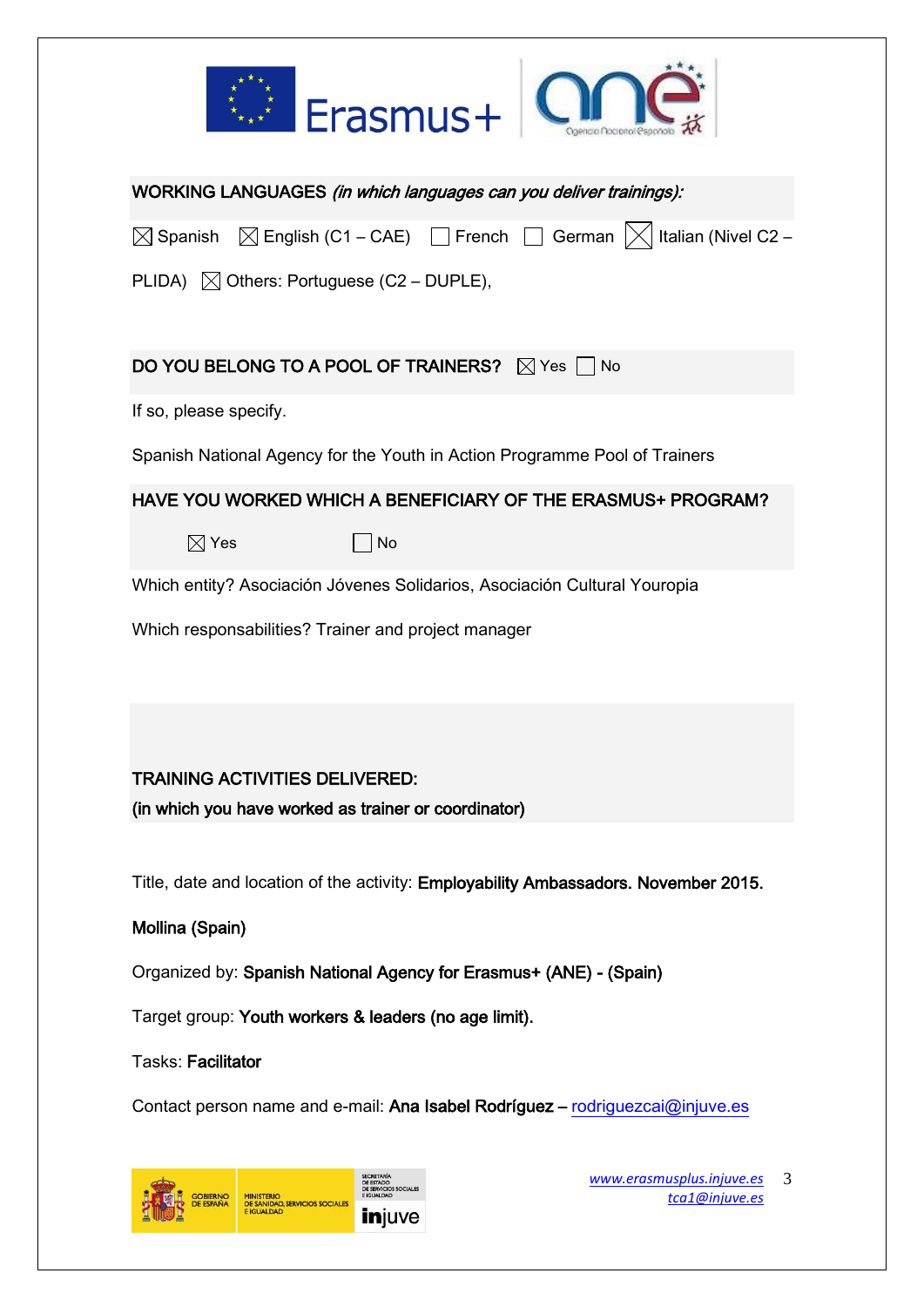**WORKING LANGUAGES** *(in which languages can you deliver trainings):*

☒ Spanish ☒ English (C1 – CAE) ☐ French ☐ German ☒ Italian (Nivel C2 – PLIDA) ☒ Others: Portuguese (C2 – DUPLE),

**DO YOU BELONG TO A POOL OF TRAINERS?** ☒ Yes ☐ No

If so, please specify.

Spanish National Agency for the Youth in Action Programme Pool of Trainers

**HAVE YOU WORKED WHICH A BENEFICIARY OF THE ERASMUS+ PROGRAM?**

☒ Yes ☐ No

Which entity? Asociación Jóvenes Solidarios, Asociación Cultural Youropia

Which responsabilities? Trainer and project manager

**TRAINING ACTIVITIES DELIVERED:**
**(in which you have worked as trainer or coordinator)**

Title, date and location of the activity: **Employability Ambassadors. November 2015. Mollina (Spain)**

Organized by: **Spanish National Agency for Erasmus+ (ANE) - (Spain)**

Target group: **Youth workers & leaders (no age limit).**

Tasks: **Facilitator**

Contact person name and e-mail: **Ana Isabel Rodríguez –** rodriguezcai@injuve.es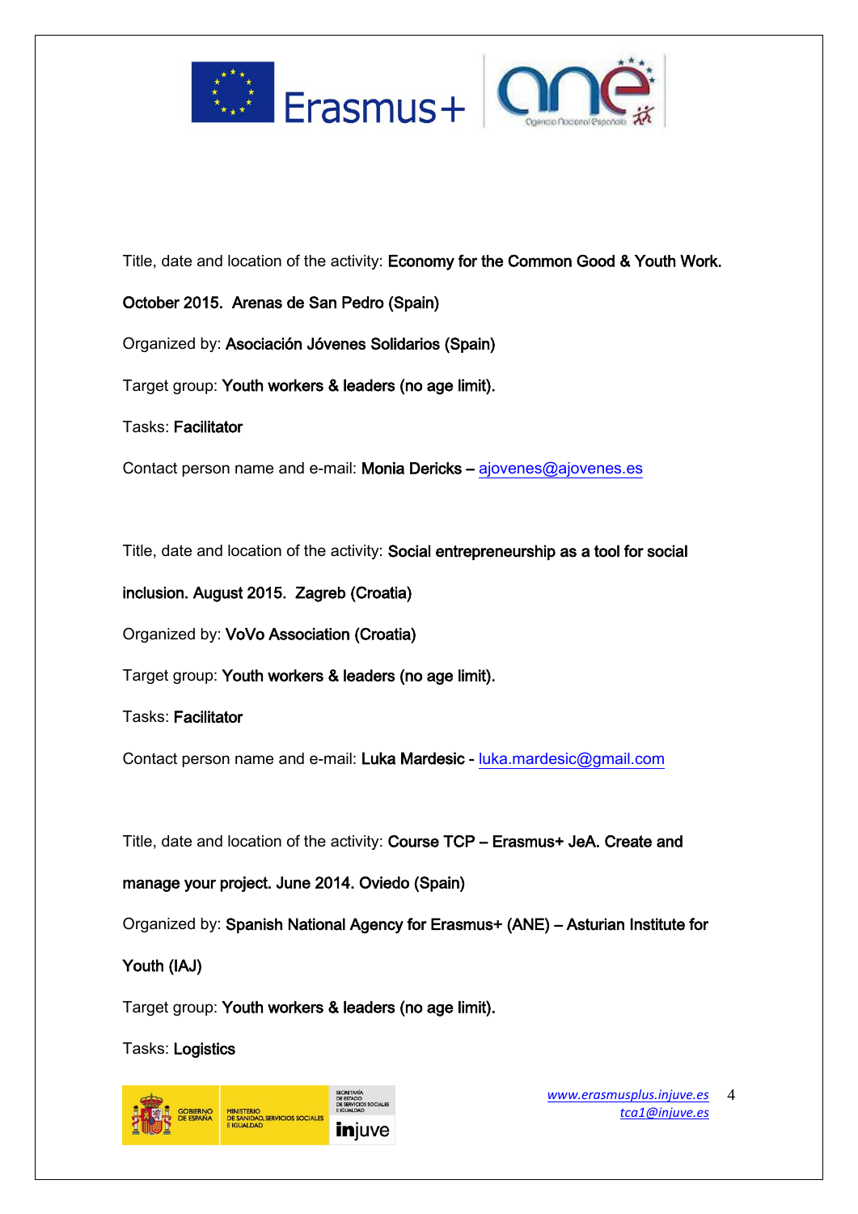Title, date and location of the activity: **Economy for the Common Good & Youth Work. October 2015. Arenas de San Pedro (Spain)**

Organized by: **Asociación Jóvenes Solidarios (Spain)**

Target group: **Youth workers & leaders (no age limit).**

Tasks: **Facilitator**

Contact person name and e-mail: **Monia Dericks –** ajovenes@ajovenes.es

Title, date and location of the activity: **Social entrepreneurship as a tool for social inclusion. August 2015. Zagreb (Croatia)**

Organized by: **VoVo Association (Croatia)**

Target group: **Youth workers & leaders (no age limit).**

Tasks: **Facilitator**

Contact person name and e-mail: **Luka Mardesic -** luka.mardesic@gmail.com

Title, date and location of the activity: **Course TCP – Erasmus+ JeA. Create and manage your project. June 2014. Oviedo (Spain)**

Organized by: **Spanish National Agency for Erasmus+ (ANE) – Asturian Institute for Youth (IAJ)**

Target group: **Youth workers & leaders (no age limit).**

Tasks: **Logistics**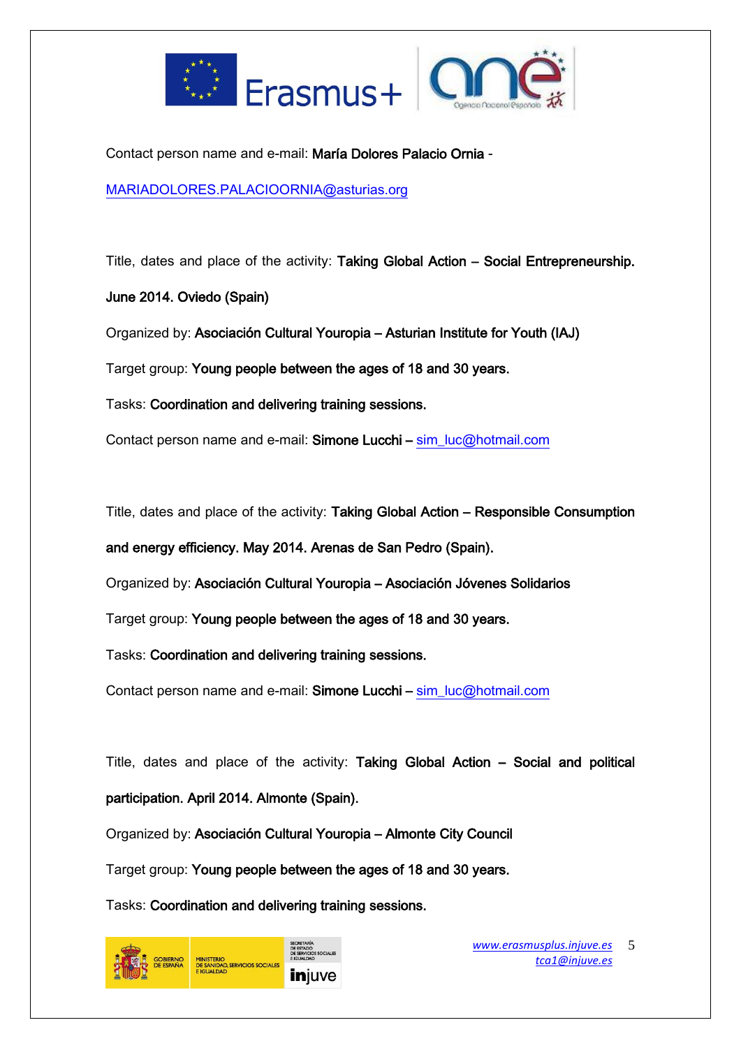Contact person name and e-mail: **María Dolores Palacio Ornia** -

MARIADOLORES.PALACIOORNIA@asturias.org

Title, dates and place of the activity: **Taking Global Action – Social Entrepreneurship. June 2014. Oviedo (Spain)**

Organized by: **Asociación Cultural Youropia – Asturian Institute for Youth (IAJ)**

Target group: **Young people between the ages of 18 and 30 years.**

Tasks: **Coordination and delivering training sessions.**

Contact person name and e-mail: **Simone Lucchi** – sim_luc@hotmail.com

Title, dates and place of the activity: **Taking Global Action – Responsible Consumption and energy efficiency. May 2014. Arenas de San Pedro (Spain).**

Organized by: **Asociación Cultural Youropia – Asociación Jóvenes Solidarios**

Target group: **Young people between the ages of 18 and 30 years.**

Tasks: **Coordination and delivering training sessions.**

Contact person name and e-mail: **Simone Lucchi** – sim_luc@hotmail.com

Title, dates and place of the activity: **Taking Global Action – Social and political participation. April 2014. Almonte (Spain).**

Organized by: **Asociación Cultural Youropia – Almonte City Council**

Target group: **Young people between the ages of 18 and 30 years.**

Tasks: **Coordination and delivering training sessions.**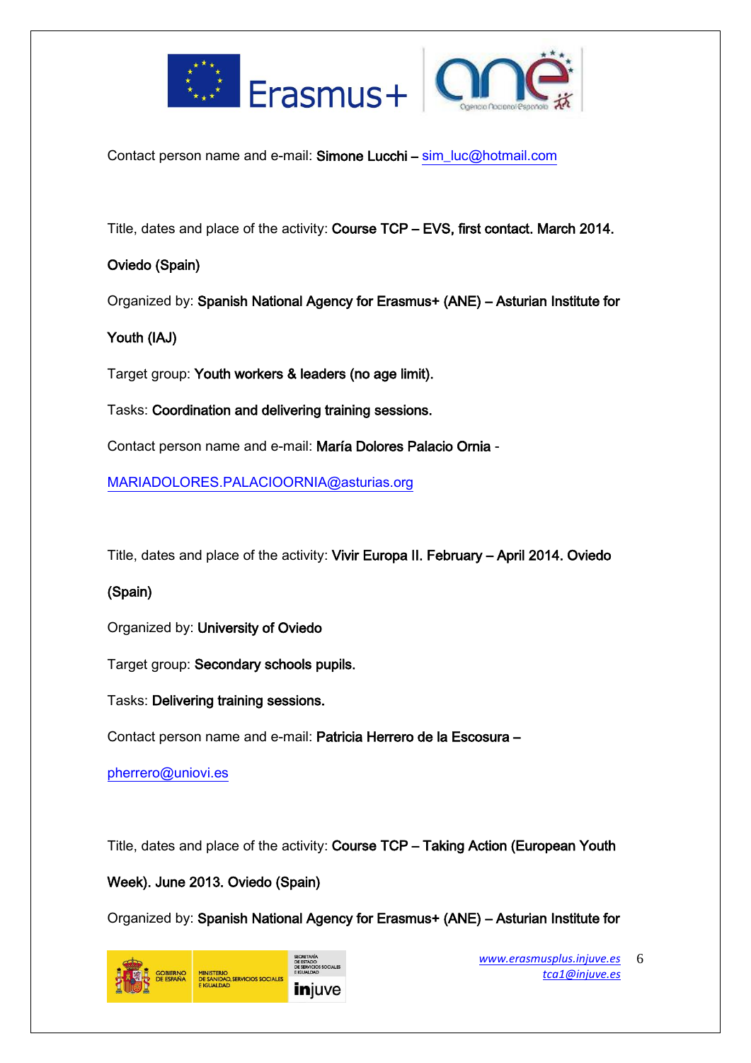Contact person name and e-mail: **Simone Lucchi – sim_luc@hotmail.com**

Title, dates and place of the activity: **Course TCP – EVS, first contact. March 2014. Oviedo (Spain)**

Organized by: **Spanish National Agency for Erasmus+ (ANE) – Asturian Institute for Youth (IAJ)**

Target group: **Youth workers & leaders (no age limit).**

Tasks: **Coordination and delivering training sessions.**

Contact person name and e-mail: **María Dolores Palacio Ornia - MARIADOLORES.PALACIOORNIA@asturias.org**

Title, dates and place of the activity: **Vivir Europa II. February – April 2014. Oviedo (Spain)**

Organized by: **University of Oviedo**

Target group: **Secondary schools pupils.**

Tasks: **Delivering training sessions.**

Contact person name and e-mail: **Patricia Herrero de la Escosura – pherrero@uniovi.es**

Title, dates and place of the activity: **Course TCP – Taking Action (European Youth Week). June 2013. Oviedo (Spain)**

Organized by: **Spanish National Agency for Erasmus+ (ANE) – Asturian Institute for**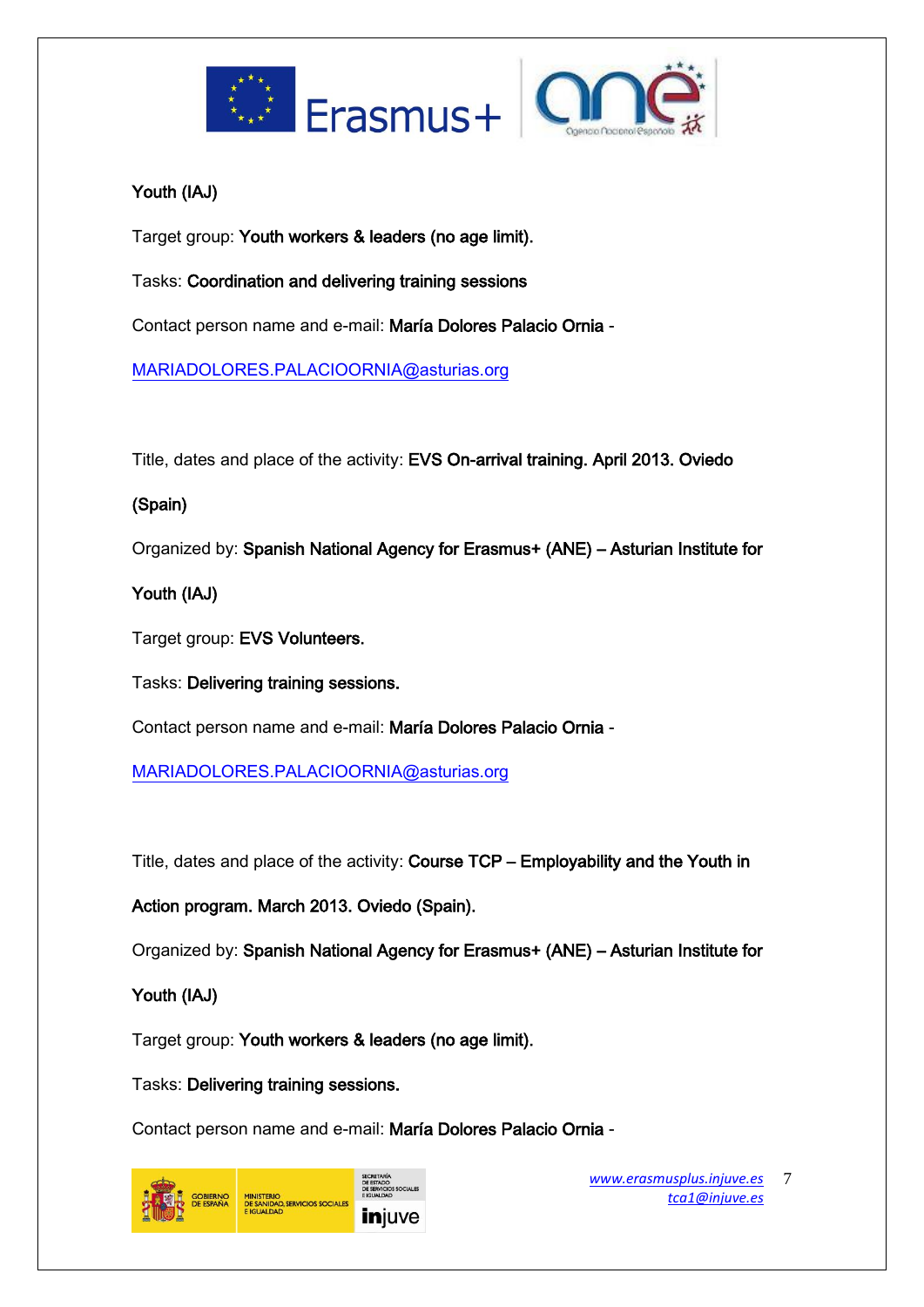**Youth (IAJ)**

Target group: **Youth workers & leaders (no age limit).**

Tasks: **Coordination and delivering training sessions**

Contact person name and e-mail: **María Dolores Palacio Ornia** -

MARIADOLORES.PALACIOORNIA@asturias.org

Title, dates and place of the activity: **EVS On-arrival training. April 2013. Oviedo (Spain)**

Organized by: **Spanish National Agency for Erasmus+ (ANE) – Asturian Institute for Youth (IAJ)**

Target group: **EVS Volunteers.**

Tasks: **Delivering training sessions.**

Contact person name and e-mail: **María Dolores Palacio Ornia** -

MARIADOLORES.PALACIOORNIA@asturias.org

Title, dates and place of the activity: **Course TCP – Employability and the Youth in Action program. March 2013. Oviedo (Spain).**

Organized by: **Spanish National Agency for Erasmus+ (ANE) – Asturian Institute for Youth (IAJ)**

Target group: **Youth workers & leaders (no age limit).**

Tasks: **Delivering training sessions.**

Contact person name and e-mail: **María Dolores Palacio Ornia** -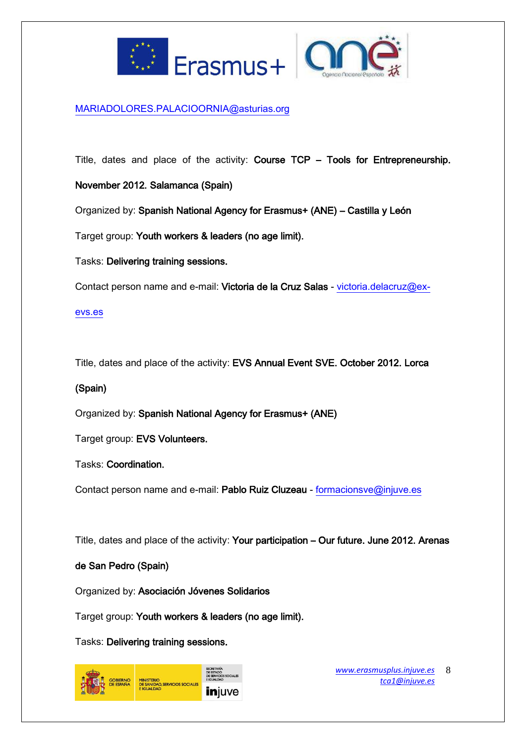MARIADOLORES.PALACIOORNIA@asturias.org

Title, dates and place of the activity: **Course TCP – Tools for Entrepreneurship. November 2012. Salamanca (Spain)**

Organized by: **Spanish National Agency for Erasmus+ (ANE) – Castilla y León**

Target group: **Youth workers & leaders (no age limit).**

Tasks: **Delivering training sessions.**

Contact person name and e-mail: **Victoria de la Cruz Salas** - victoria.delacruz@ex-evs.es

Title, dates and place of the activity: **EVS Annual Event SVE. October 2012. Lorca (Spain)**

Organized by: **Spanish National Agency for Erasmus+ (ANE)**

Target group: **EVS Volunteers.**

Tasks: **Coordination.**

Contact person name and e-mail: **Pablo Ruiz Cluzeau** - formacionsve@injuve.es

Title, dates and place of the activity: **Your participation – Our future. June 2012. Arenas de San Pedro (Spain)**

Organized by: **Asociación Jóvenes Solidarios**

Target group: **Youth workers & leaders (no age limit).**

Tasks: **Delivering training sessions.**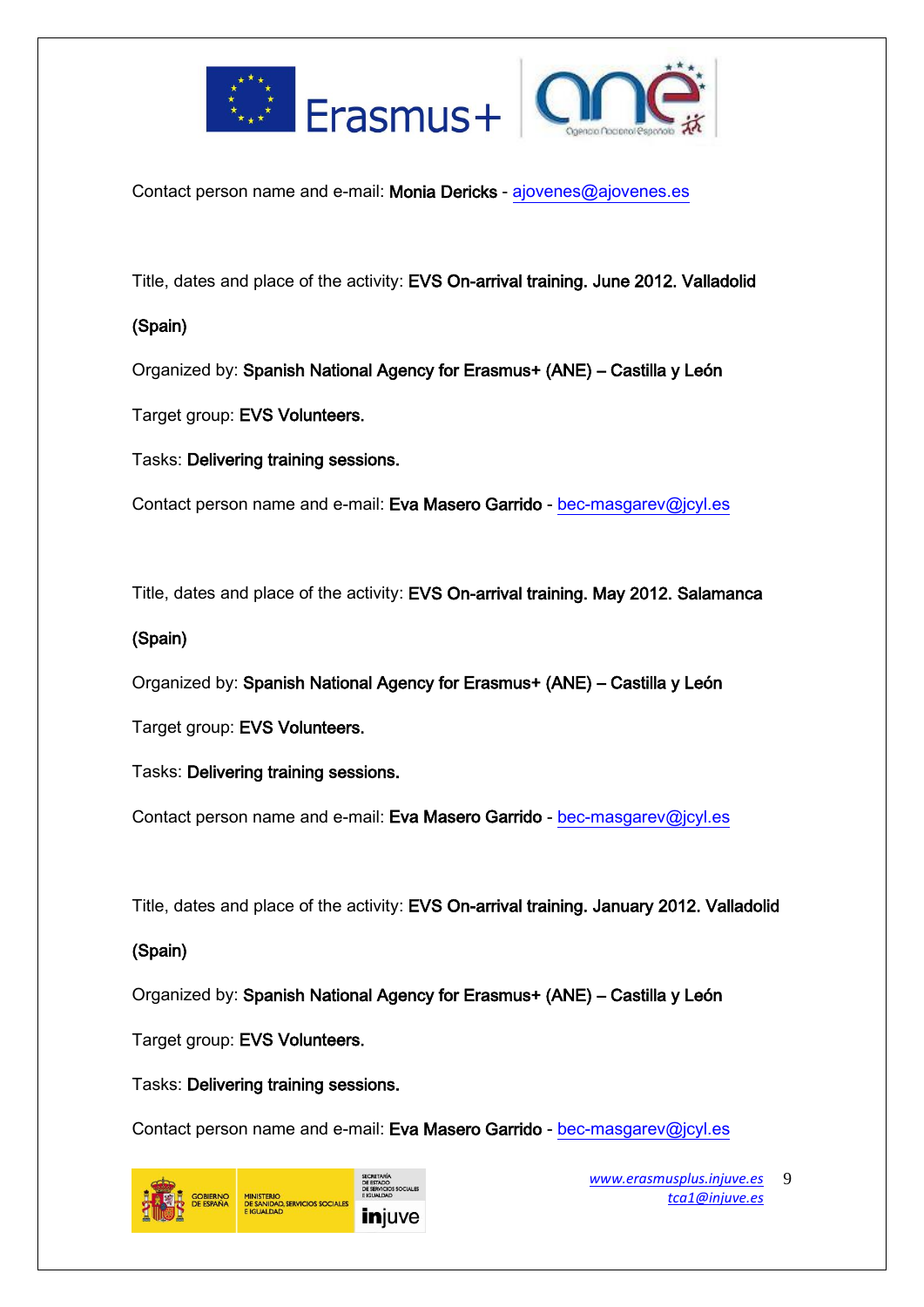Contact person name and e-mail: **Monia Dericks** - ajovenes@ajovenes.es

Title, dates and place of the activity: **EVS On-arrival training. June 2012. Valladolid (Spain)**

Organized by: **Spanish National Agency for Erasmus+ (ANE) – Castilla y León**

Target group: **EVS Volunteers.**

Tasks: **Delivering training sessions.**

Contact person name and e-mail: **Eva Masero Garrido** - bec-masgarev@jcyl.es

Title, dates and place of the activity: **EVS On-arrival training. May 2012. Salamanca (Spain)**

Organized by: **Spanish National Agency for Erasmus+ (ANE) – Castilla y León**

Target group: **EVS Volunteers.**

Tasks: **Delivering training sessions.**

Contact person name and e-mail: **Eva Masero Garrido** - bec-masgarev@jcyl.es

Title, dates and place of the activity: **EVS On-arrival training. January 2012. Valladolid (Spain)**

Organized by: **Spanish National Agency for Erasmus+ (ANE) – Castilla y León**

Target group: **EVS Volunteers.**

Tasks: **Delivering training sessions.**

Contact person name and e-mail: **Eva Masero Garrido** - bec-masgarev@jcyl.es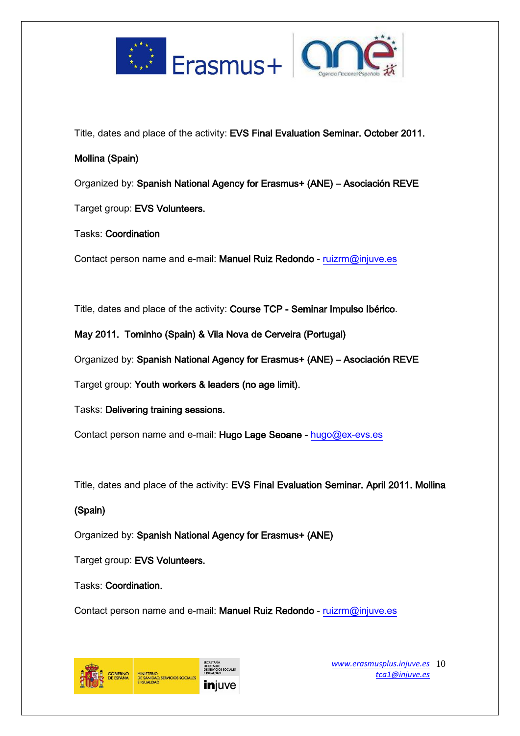Title, dates and place of the activity: **EVS Final Evaluation Seminar. October 2011. Mollina (Spain)**

Organized by: **Spanish National Agency for Erasmus+ (ANE) – Asociación REVE**

Target group: **EVS Volunteers.**

Tasks: **Coordination**

Contact person name and e-mail: **Manuel Ruiz Redondo** - ruizrm@injuve.es

Title, dates and place of the activity: **Course TCP - Seminar Impulso Ibérico**. **May 2011. Tominho (Spain) & Vila Nova de Cerveira (Portugal)**

Organized by: **Spanish National Agency for Erasmus+ (ANE) – Asociación REVE**

Target group: **Youth workers & leaders (no age limit).**

Tasks: **Delivering training sessions.**

Contact person name and e-mail: **Hugo Lage Seoane -** hugo@ex-evs.es

Title, dates and place of the activity: **EVS Final Evaluation Seminar. April 2011. Mollina (Spain)**

Organized by: **Spanish National Agency for Erasmus+ (ANE)**

Target group: **EVS Volunteers.**

Tasks: **Coordination.**

Contact person name and e-mail: **Manuel Ruiz Redondo** - ruizrm@injuve.es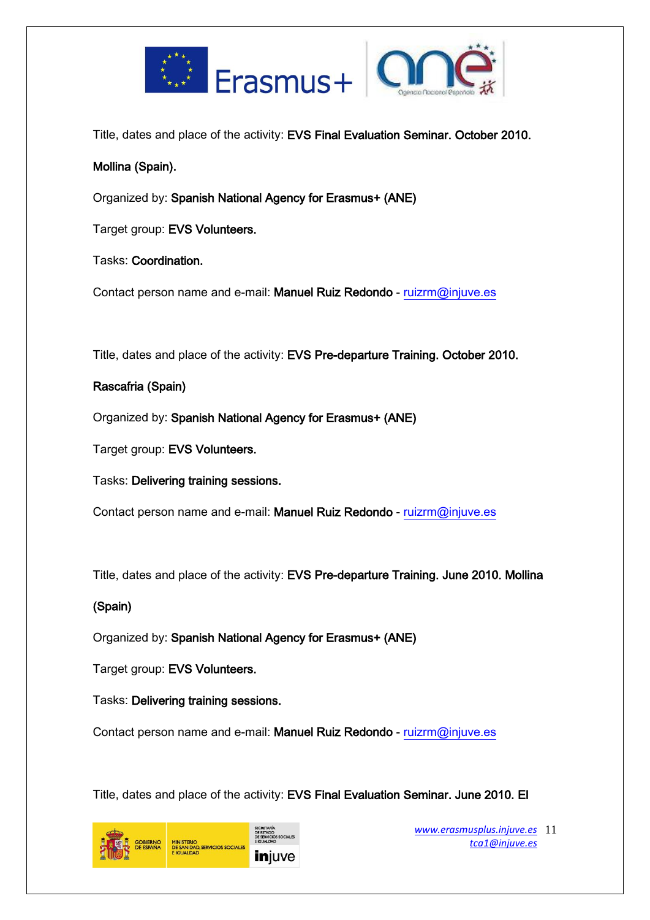Title, dates and place of the activity: **EVS Final Evaluation Seminar. October 2010. Mollina (Spain).**

Organized by: **Spanish National Agency for Erasmus+ (ANE)**

Target group: **EVS Volunteers.**

Tasks: **Coordination.**

Contact person name and e-mail: **Manuel Ruiz Redondo** - ruizrm@injuve.es

Title, dates and place of the activity: **EVS Pre-departure Training. October 2010. Rascafria (Spain)**

Organized by: **Spanish National Agency for Erasmus+ (ANE)**

Target group: **EVS Volunteers.**

Tasks: **Delivering training sessions.**

Contact person name and e-mail: **Manuel Ruiz Redondo** - ruizrm@injuve.es

Title, dates and place of the activity: **EVS Pre-departure Training. June 2010. Mollina (Spain)**

Organized by: **Spanish National Agency for Erasmus+ (ANE)**

Target group: **EVS Volunteers.**

Tasks: **Delivering training sessions.**

Contact person name and e-mail: **Manuel Ruiz Redondo** - ruizrm@injuve.es

Title, dates and place of the activity: **EVS Final Evaluation Seminar. June 2010. El**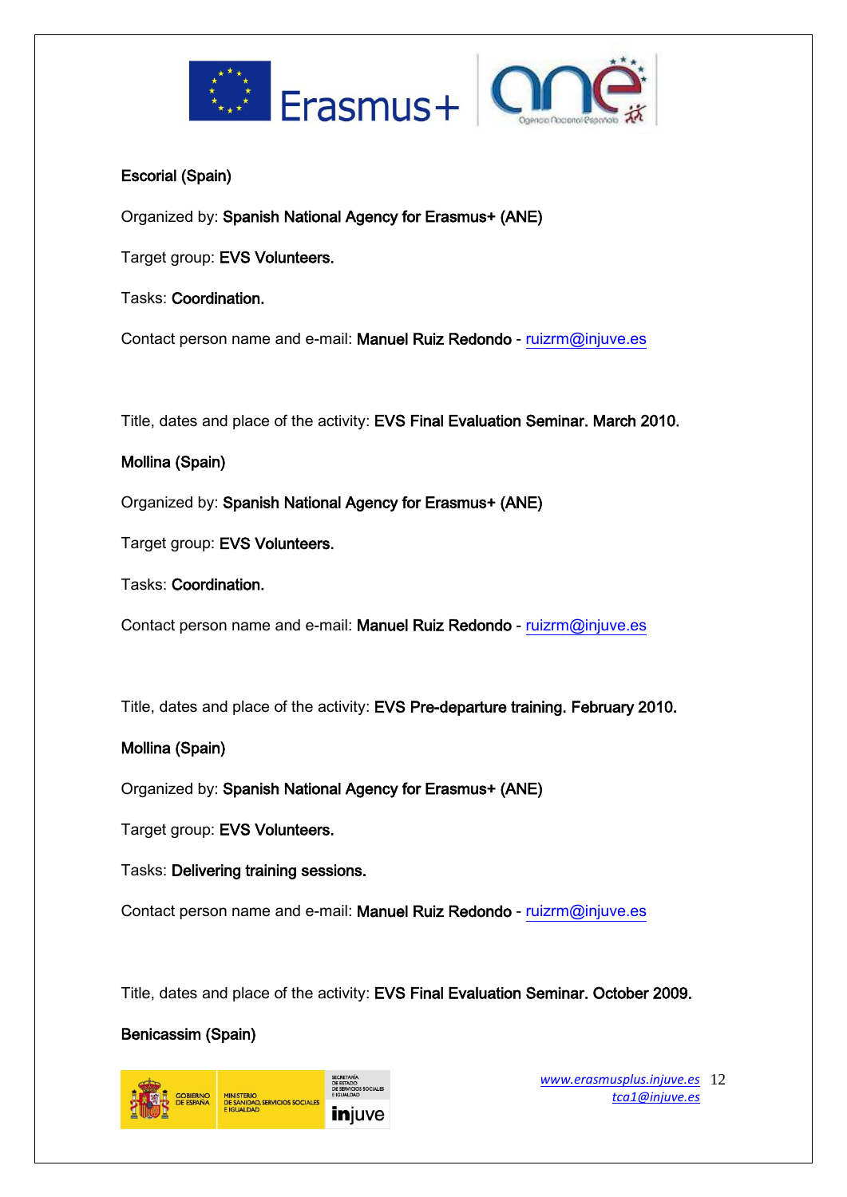**Escorial (Spain)**

Organized by: **Spanish National Agency for Erasmus+ (ANE)**

Target group: **EVS Volunteers.**

Tasks: **Coordination.**

Contact person name and e-mail: **Manuel Ruiz Redondo** - ruizrm@injuve.es

Title, dates and place of the activity: **EVS Final Evaluation Seminar. March 2010.**

**Mollina (Spain)**

Organized by: **Spanish National Agency for Erasmus+ (ANE)**

Target group: **EVS Volunteers.**

Tasks: **Coordination.**

Contact person name and e-mail: **Manuel Ruiz Redondo** - ruizrm@injuve.es

Title, dates and place of the activity: **EVS Pre-departure training. February 2010.**

**Mollina (Spain)**

Organized by: **Spanish National Agency for Erasmus+ (ANE)**

Target group: **EVS Volunteers.**

Tasks: **Delivering training sessions.**

Contact person name and e-mail: **Manuel Ruiz Redondo** - ruizrm@injuve.es

Title, dates and place of the activity: **EVS Final Evaluation Seminar. October 2009.**

**Benicassim (Spain)**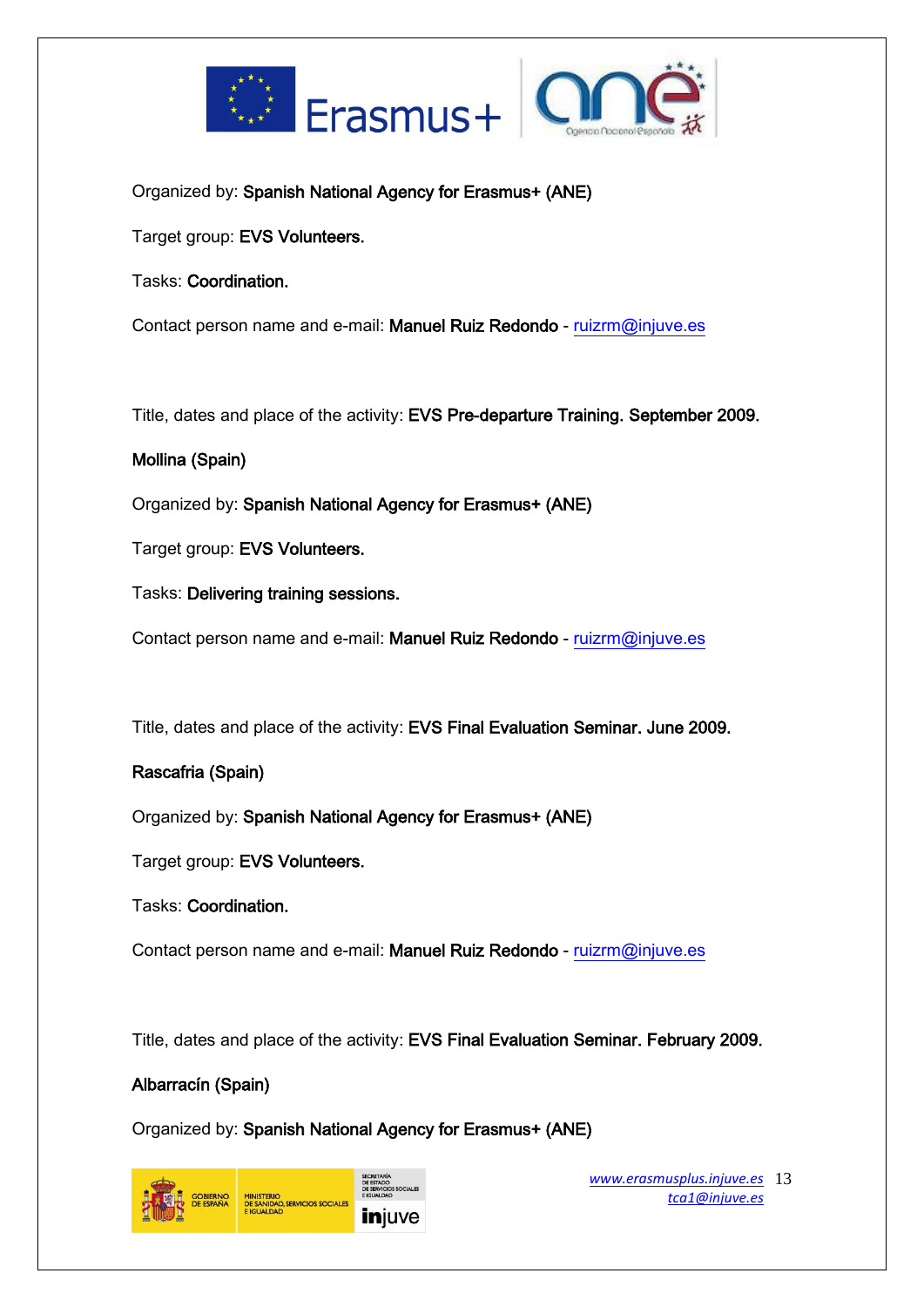Organized by: **Spanish National Agency for Erasmus+ (ANE)**

Target group: **EVS Volunteers.**

Tasks: **Coordination.**

Contact person name and e-mail: **Manuel Ruiz Redondo** - ruizrm@injuve.es

Title, dates and place of the activity: **EVS Pre-departure Training. September 2009.**

**Mollina (Spain)**

Organized by: **Spanish National Agency for Erasmus+ (ANE)**

Target group: **EVS Volunteers.**

Tasks: **Delivering training sessions.**

Contact person name and e-mail: **Manuel Ruiz Redondo** - ruizrm@injuve.es

Title, dates and place of the activity: **EVS Final Evaluation Seminar. June 2009.**

**Rascafria (Spain)**

Organized by: **Spanish National Agency for Erasmus+ (ANE)**

Target group: **EVS Volunteers.**

Tasks: **Coordination.**

Contact person name and e-mail: **Manuel Ruiz Redondo** - ruizrm@injuve.es

Title, dates and place of the activity: **EVS Final Evaluation Seminar. February 2009.**

**Albarracín (Spain)**

Organized by: **Spanish National Agency for Erasmus+ (ANE)**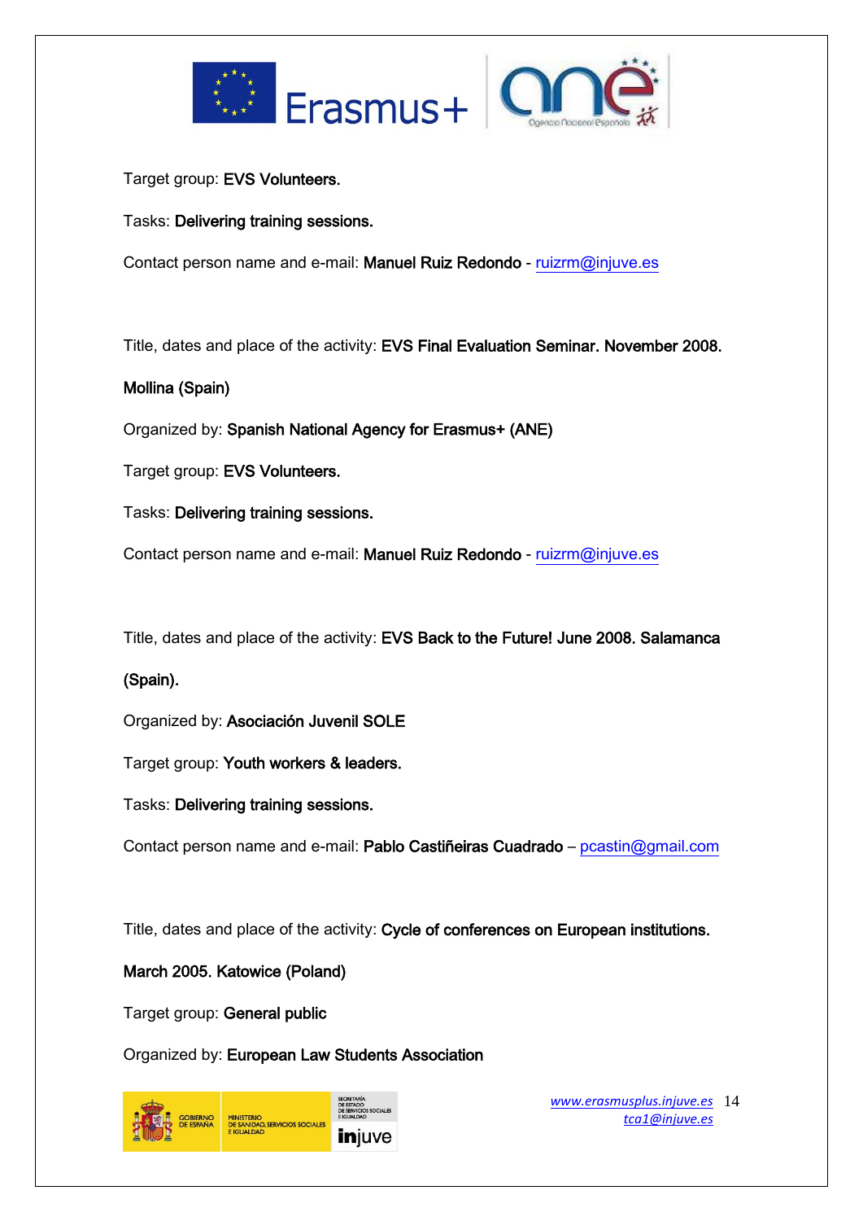Target group: **EVS Volunteers.**

Tasks: **Delivering training sessions.**

Contact person name and e-mail: **Manuel Ruiz Redondo** - ruizrm@injuve.es

Title, dates and place of the activity: **EVS Final Evaluation Seminar. November 2008. Mollina (Spain)**

Organized by: **Spanish National Agency for Erasmus+ (ANE)**

Target group: **EVS Volunteers.**

Tasks: **Delivering training sessions.**

Contact person name and e-mail: **Manuel Ruiz Redondo** - ruizrm@injuve.es

Title, dates and place of the activity: **EVS Back to the Future! June 2008. Salamanca (Spain).**

Organized by: **Asociación Juvenil SOLE**

Target group: **Youth workers & leaders.**

Tasks: **Delivering training sessions.**

Contact person name and e-mail: **Pablo Castiñeiras Cuadrado** – pcastin@gmail.com

Title, dates and place of the activity: **Cycle of conferences on European institutions. March 2005. Katowice (Poland)**

Target group: **General public**

Organized by: **European Law Students Association**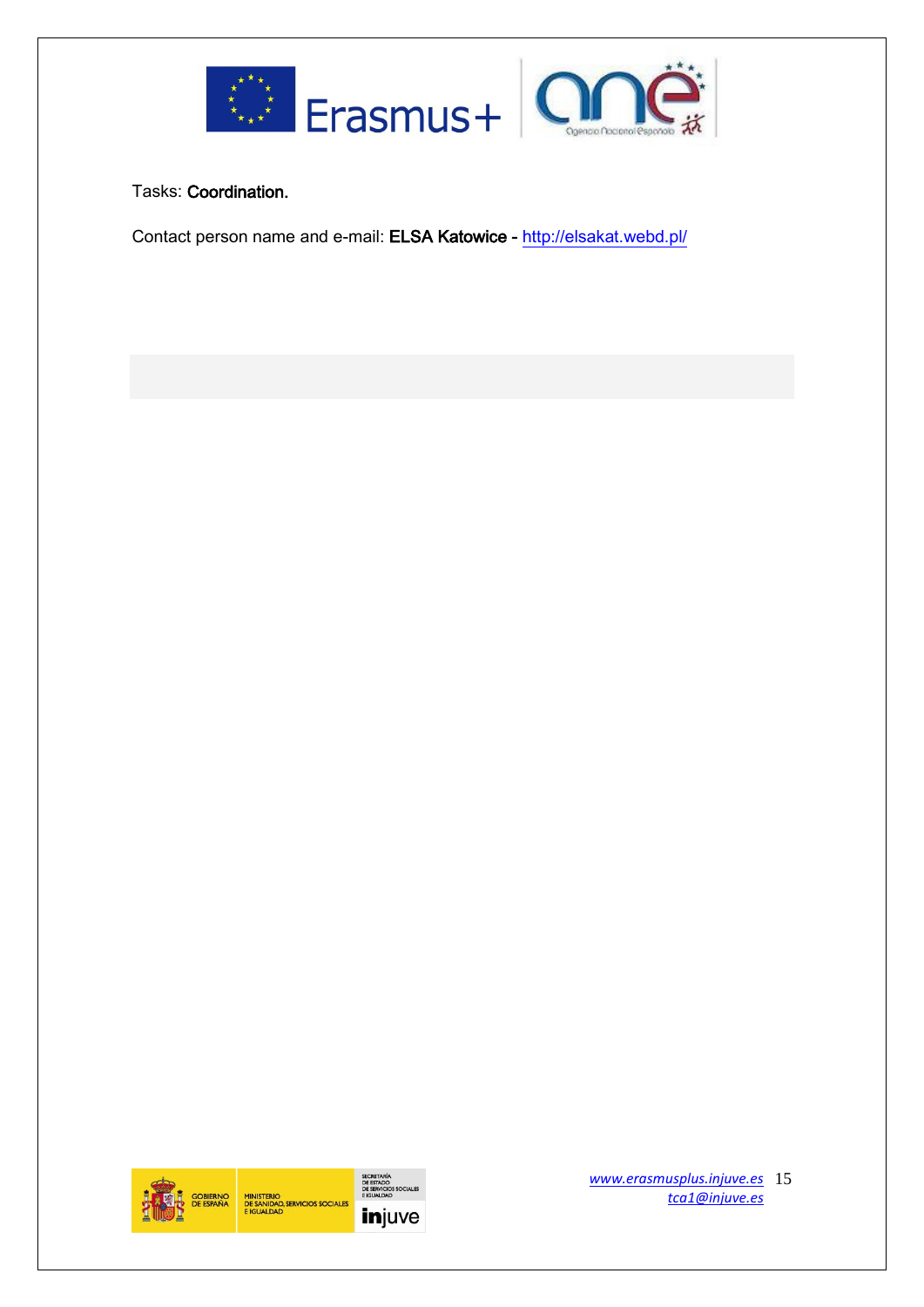Tasks: **Coordination.**

Contact person name and e-mail: **ELSA Katowice -** http://elsakat.webd.pl/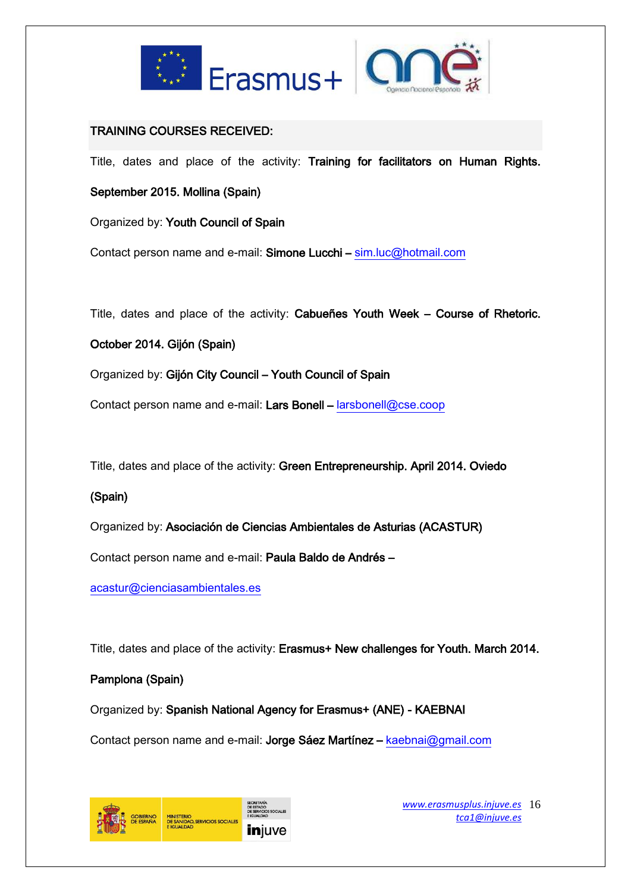## TRAINING COURSES RECEIVED:

Title, dates and place of the activity: **Training for facilitators on Human Rights. September 2015. Mollina (Spain)**

Organized by: **Youth Council of Spain**

Contact person name and e-mail: **Simone Lucchi –** sim.luc@hotmail.com

Title, dates and place of the activity: **Cabueñes Youth Week – Course of Rhetoric. October 2014. Gijón (Spain)**

Organized by: **Gijón City Council – Youth Council of Spain**

Contact person name and e-mail: **Lars Bonell –** larsbonell@cse.coop

Title, dates and place of the activity: **Green Entrepreneurship. April 2014. Oviedo (Spain)**

Organized by: **Asociación de Ciencias Ambientales de Asturias (ACASTUR)**

Contact person name and e-mail: **Paula Baldo de Andrés –** acastur@cienciasambientales.es

Title, dates and place of the activity: **Erasmus+ New challenges for Youth. March 2014. Pamplona (Spain)**

Organized by: **Spanish National Agency for Erasmus+ (ANE) - KAEBNAI**

Contact person name and e-mail: **Jorge Sáez Martínez –** kaebnai@gmail.com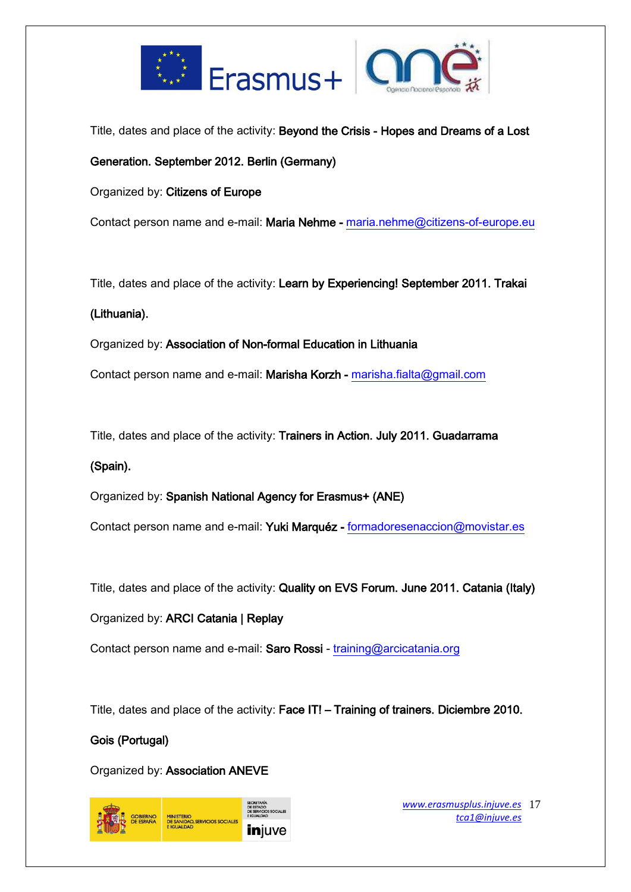Title, dates and place of the activity: **Beyond the Crisis - Hopes and Dreams of a Lost Generation. September 2012. Berlin (Germany)**

Organized by: **Citizens of Europe**

Contact person name and e-mail: **Maria Nehme -** maria.nehme@citizens-of-europe.eu

Title, dates and place of the activity: **Learn by Experiencing! September 2011. Trakai (Lithuania).**

Organized by: **Association of Non-formal Education in Lithuania**

Contact person name and e-mail: **Marisha Korzh -** marisha.fialta@gmail.com

Title, dates and place of the activity: **Trainers in Action. July 2011. Guadarrama (Spain).**

Organized by: **Spanish National Agency for Erasmus+ (ANE)**

Contact person name and e-mail: **Yuki Marquéz -** formadoresenaccion@movistar.es

Title, dates and place of the activity: **Quality on EVS Forum. June 2011. Catania (Italy)**

Organized by: **ARCI Catania | Replay**

Contact person name and e-mail: **Saro Rossi** - training@arcicatania.org

Title, dates and place of the activity: **Face IT! – Training of trainers. Diciembre 2010. Gois (Portugal)**

Organized by: **Association ANEVE**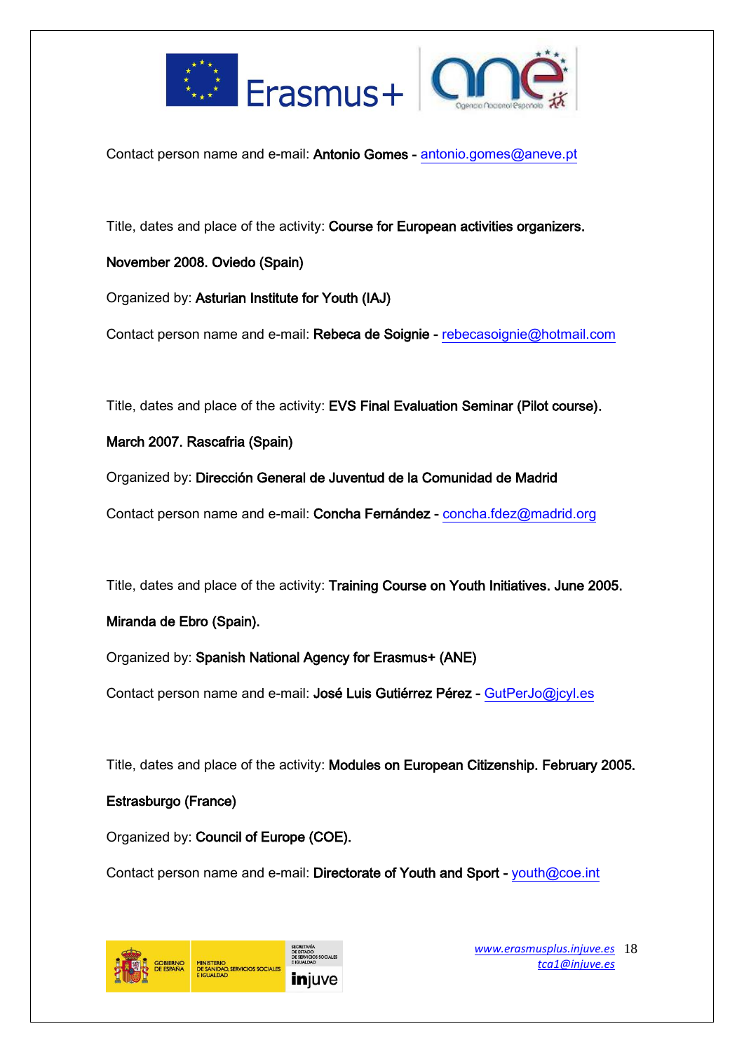Contact person name and e-mail: **Antonio Gomes** - antonio.gomes@aneve.pt

Title, dates and place of the activity: **Course for European activities organizers.**

**November 2008. Oviedo (Spain)**

Organized by: **Asturian Institute for Youth (IAJ)**

Contact person name and e-mail: **Rebeca de Soignie** - rebecasoignie@hotmail.com

Title, dates and place of the activity: **EVS Final Evaluation Seminar (Pilot course).**

**March 2007. Rascafria (Spain)**

Organized by: **Dirección General de Juventud de la Comunidad de Madrid**

Contact person name and e-mail: **Concha Fernández** - concha.fdez@madrid.org

Title, dates and place of the activity: **Training Course on Youth Initiatives. June 2005.**

**Miranda de Ebro (Spain).**

Organized by: **Spanish National Agency for Erasmus+ (ANE)**

Contact person name and e-mail: **José Luis Gutiérrez Pérez** - GutPerJo@jcyl.es

Title, dates and place of the activity: **Modules on European Citizenship. February 2005.**

**Estrasburgo (France)**

Organized by: **Council of Europe (COE).**

Contact person name and e-mail: **Directorate of Youth and Sport** - youth@coe.int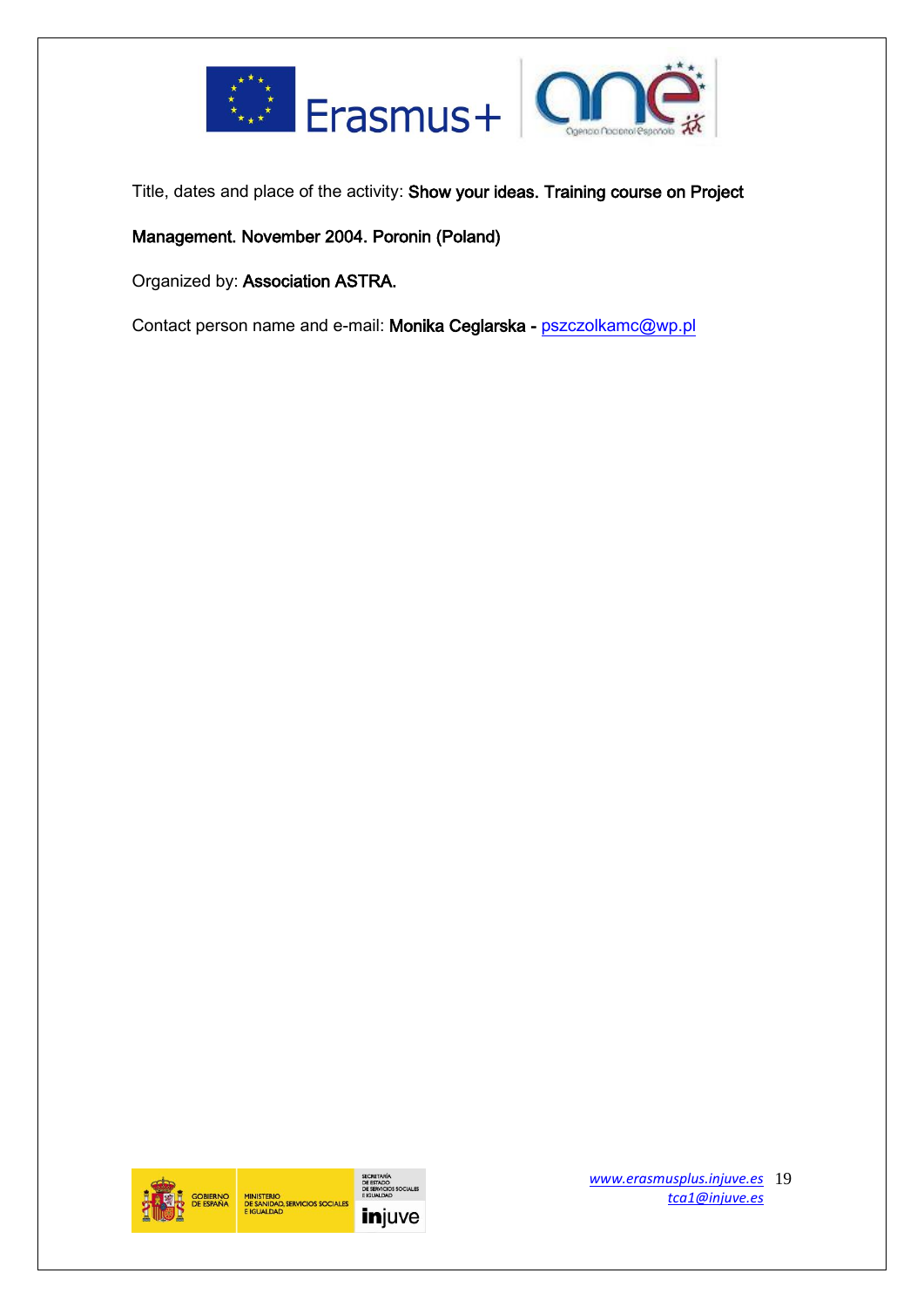Title, dates and place of the activity: **Show your ideas. Training course on Project Management. November 2004. Poronin (Poland)**

Organized by: **Association ASTRA.**

Contact person name and e-mail: **Monika Ceglarska -** pszczolkamc@wp.pl